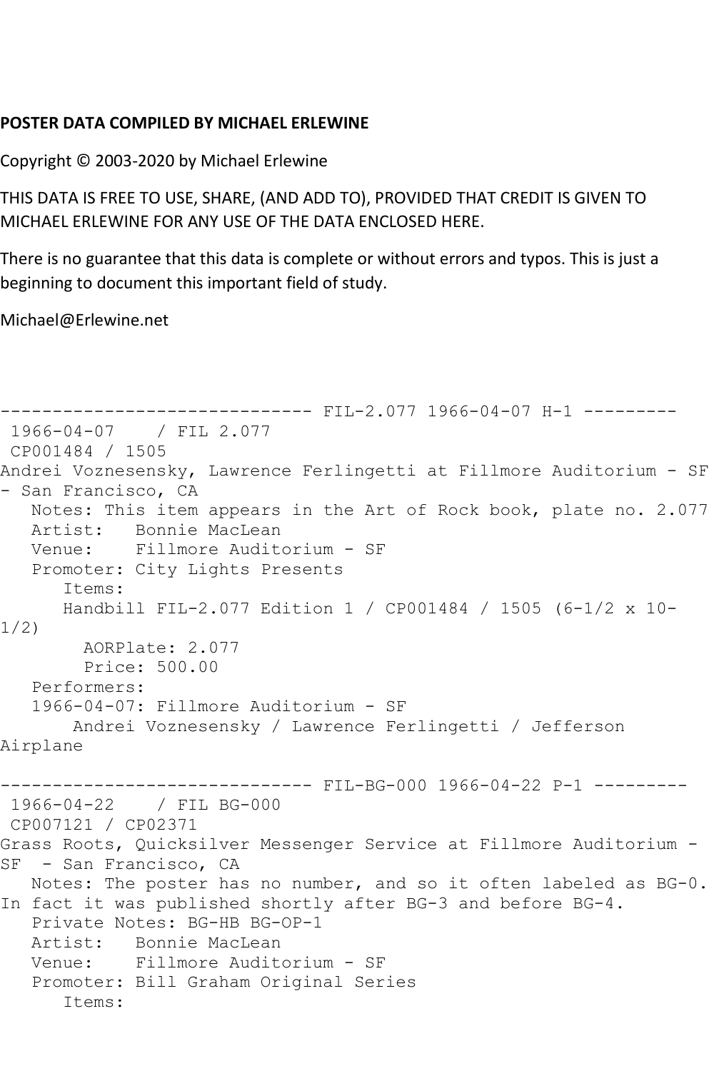**POSTER DATA COMPILED BY MICHAEL ERLEWINE**

Copyright © 2003-2020 by Michael Erlewine

THIS DATA IS FREE TO USE, SHARE, (AND ADD TO), PROVIDED THAT CREDIT IS GIVEN TO MICHAEL ERLEWINE FOR ANY USE OF THE DATA ENCLOSED HERE.

There is no guarantee that this data is complete or without errors and typos. This is just a beginning to document this important field of study.

Michael@Erlewine.net

```
------------------------------ FIL-2.077 1966-04-07 H-1 ---------
 1966-04-07    / FIL 2.077
 CP001484 / 1505
Andrei Voznesensky, Lawrence Ferlingetti at Fillmore Auditorium - SF
- San Francisco, CA
   Notes: This item appears in the Art of Rock book, plate no. 2.077
   Artist:   Bonnie MacLean
   Venue:    Fillmore Auditorium - SF
   Promoter: City Lights Presents
      Items:
      Handbill FIL-2.077 Edition 1 / CP001484 / 1505 (6-1/2 x 10-
1/2)
        AORPlate: 2.077
        Price: 500.00
   Performers:
   1966-04-07: Fillmore Auditorium - SF
       Andrei Voznesensky / Lawrence Ferlingetti / Jefferson
Airplane

------------------------------ FIL-BG-000 1966-04-22 P-1 ---------
 1966-04-22    / FIL BG-000
 CP007121 / CP02371
Grass Roots, Quicksilver Messenger Service at Fillmore Auditorium -
SF  - San Francisco, CA
   Notes: The poster has no number, and so it often labeled as BG-0.
In fact it was published shortly after BG-3 and before BG-4.
   Private Notes: BG-HB BG-OP-1
   Artist:   Bonnie MacLean
   Venue:    Fillmore Auditorium - SF
   Promoter: Bill Graham Original Series
      Items:
```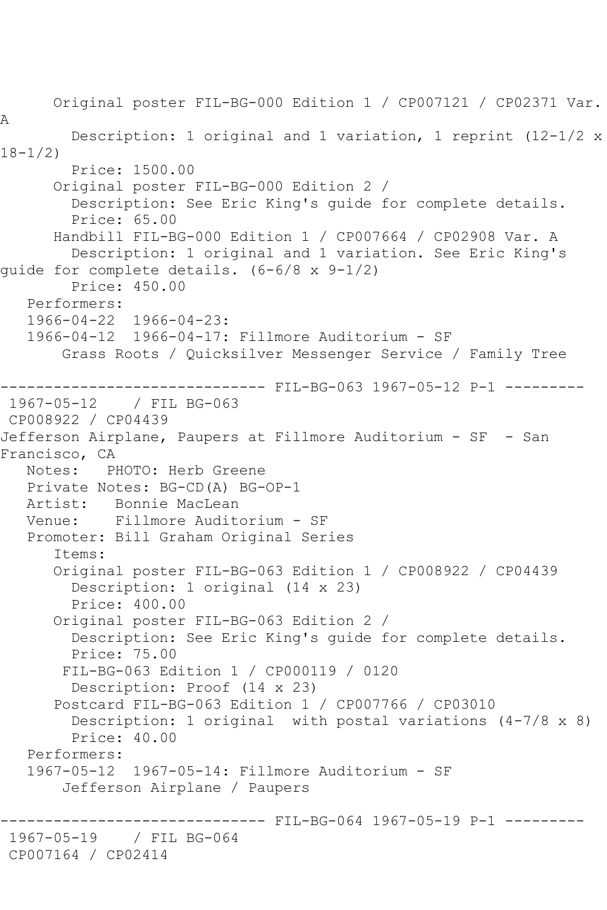```
      Original poster FIL-BG-000 Edition 1 / CP007121 / CP02371 Var.
A
        Description: 1 original and 1 variation, 1 reprint (12-1/2 x
18-1/2)
        Price: 1500.00
      Original poster FIL-BG-000 Edition 2 /
        Description: See Eric King's guide for complete details.
        Price: 65.00
      Handbill FIL-BG-000 Edition 1 / CP007664 / CP02908 Var. A
        Description: 1 original and 1 variation. See Eric King's
guide for complete details. (6-6/8 x 9-1/2)
        Price: 450.00
   Performers:
   1966-04-22  1966-04-23:
   1966-04-12  1966-04-17: Fillmore Auditorium - SF
       Grass Roots / Quicksilver Messenger Service / Family Tree

------------------------------ FIL-BG-063 1967-05-12 P-1 ---------
 1967-05-12    / FIL BG-063
 CP008922 / CP04439
Jefferson Airplane, Paupers at Fillmore Auditorium - SF  - San
Francisco, CA
   Notes:   PHOTO: Herb Greene
   Private Notes: BG-CD(A) BG-OP-1
   Artist:   Bonnie MacLean
   Venue:    Fillmore Auditorium - SF
   Promoter: Bill Graham Original Series
      Items:
      Original poster FIL-BG-063 Edition 1 / CP008922 / CP04439
        Description: 1 original (14 x 23)
        Price: 400.00
      Original poster FIL-BG-063 Edition 2 /
        Description: See Eric King's guide for complete details.
        Price: 75.00
       FIL-BG-063 Edition 1 / CP000119 / 0120
        Description: Proof (14 x 23)
      Postcard FIL-BG-063 Edition 1 / CP007766 / CP03010
        Description: 1 original  with postal variations (4-7/8 x 8)
        Price: 40.00
   Performers:
   1967-05-12  1967-05-14: Fillmore Auditorium - SF
       Jefferson Airplane / Paupers

------------------------------ FIL-BG-064 1967-05-19 P-1 ---------
 1967-05-19    / FIL BG-064
 CP007164 / CP02414
```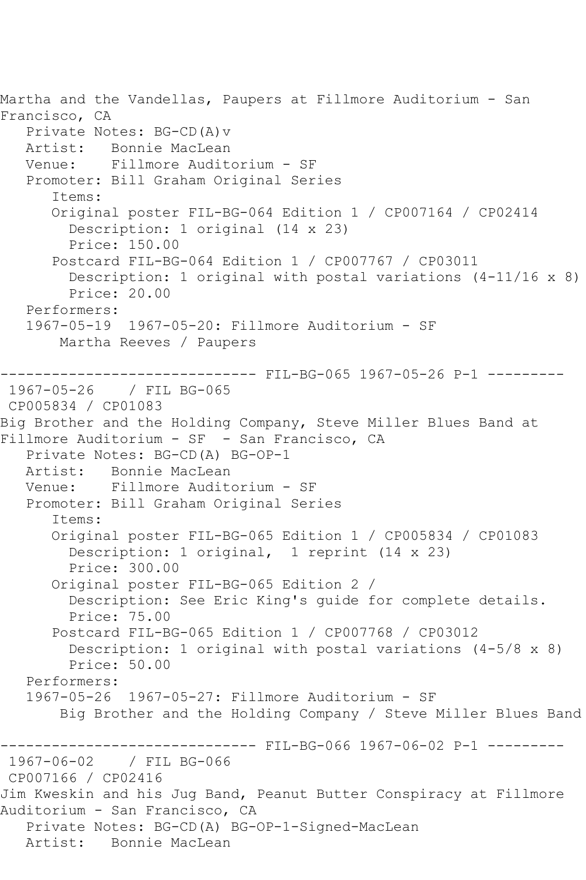Martha and the Vandellas, Paupers at Fillmore Auditorium - San Francisco, CA

   Private Notes: BG-CD(A)v
   Artist:   Bonnie MacLean
   Venue:    Fillmore Auditorium - SF
   Promoter: Bill Graham Original Series
      Items:
      Original poster FIL-BG-064 Edition 1 / CP007164 / CP02414
        Description: 1 original (14 x 23)
        Price: 150.00
      Postcard FIL-BG-064 Edition 1 / CP007767 / CP03011
        Description: 1 original with postal variations (4-11/16 x 8)
        Price: 20.00
   Performers:
   1967-05-19  1967-05-20: Fillmore Auditorium - SF
       Martha Reeves / Paupers

------------------------------ FIL-BG-065 1967-05-26 P-1 ---------

1967-05-26    / FIL BG-065
CP005834 / CP01083

Big Brother and the Holding Company, Steve Miller Blues Band at Fillmore Auditorium - SF  - San Francisco, CA

   Private Notes: BG-CD(A) BG-OP-1
   Artist:   Bonnie MacLean
   Venue:    Fillmore Auditorium - SF
   Promoter: Bill Graham Original Series
      Items:
      Original poster FIL-BG-065 Edition 1 / CP005834 / CP01083
        Description: 1 original,  1 reprint (14 x 23)
        Price: 300.00
      Original poster FIL-BG-065 Edition 2 /
        Description: See Eric King's guide for complete details.
        Price: 75.00
      Postcard FIL-BG-065 Edition 1 / CP007768 / CP03012
        Description: 1 original with postal variations (4-5/8 x 8)
        Price: 50.00
   Performers:
   1967-05-26  1967-05-27: Fillmore Auditorium - SF
       Big Brother and the Holding Company / Steve Miller Blues Band

------------------------------ FIL-BG-066 1967-06-02 P-1 ---------

1967-06-02    / FIL BG-066
CP007166 / CP02416

Jim Kweskin and his Jug Band, Peanut Butter Conspiracy at Fillmore Auditorium - San Francisco, CA

   Private Notes: BG-CD(A) BG-OP-1-Signed-MacLean
   Artist:   Bonnie MacLean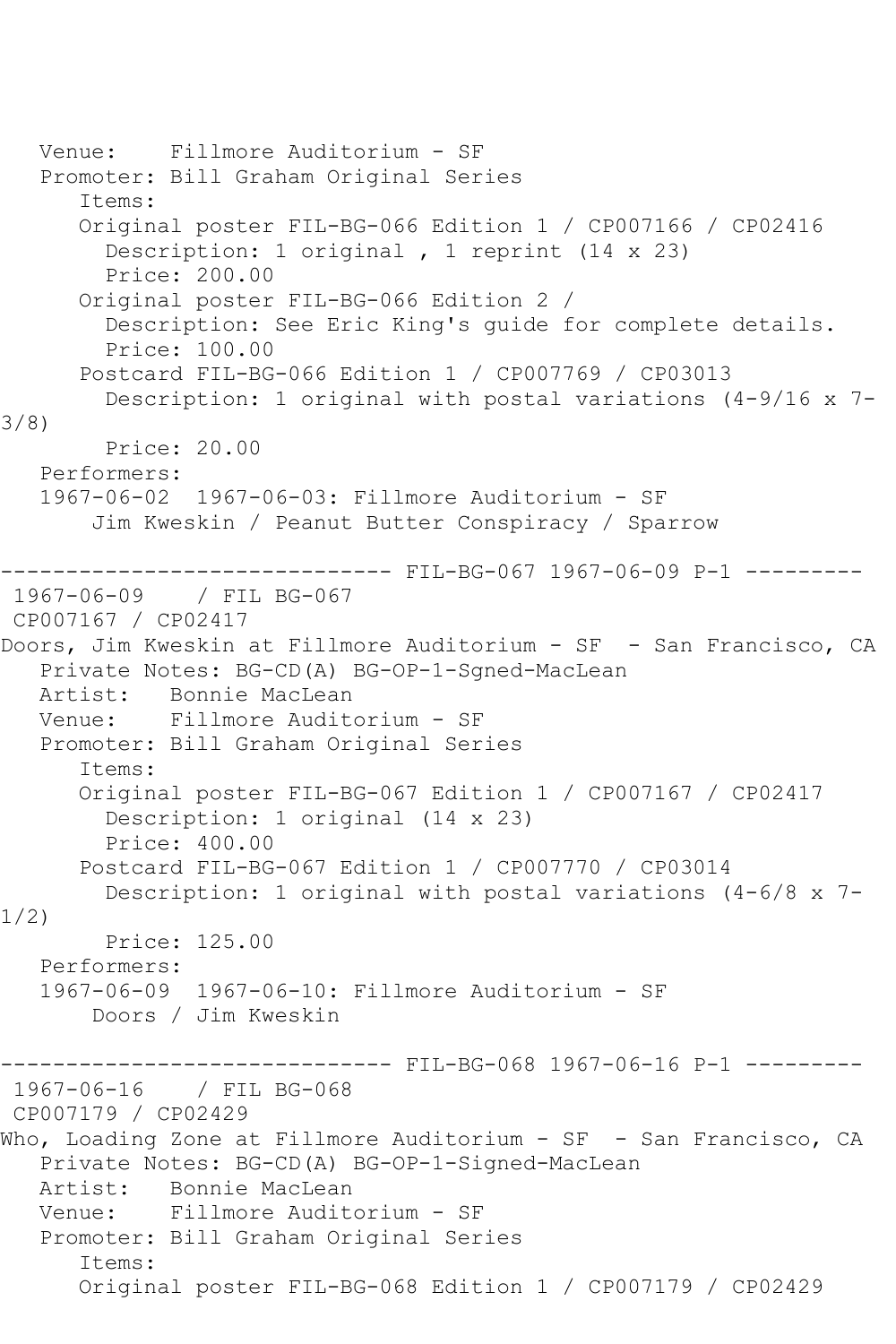Venue:    Fillmore Auditorium - SF
Promoter: Bill Graham Original Series
Items:
Original poster FIL-BG-066 Edition 1 / CP007166 / CP02416
Description: 1 original , 1 reprint (14 x 23)
Price: 200.00
Original poster FIL-BG-066 Edition 2 /
Description: See Eric King's guide for complete details.
Price: 100.00
Postcard FIL-BG-066 Edition 1 / CP007769 / CP03013
Description: 1 original with postal variations (4-9/16 x 7-3/8)
Price: 20.00
Performers:
1967-06-02  1967-06-03: Fillmore Auditorium - SF
Jim Kweskin / Peanut Butter Conspiracy / Sparrow

------------------------------ FIL-BG-067 1967-06-09 P-1 ---------

1967-06-09    / FIL BG-067
CP007167 / CP02417
Doors, Jim Kweskin at Fillmore Auditorium - SF  - San Francisco, CA
Private Notes: BG-CD(A) BG-OP-1-Sgned-MacLean
Artist:   Bonnie MacLean
Venue:    Fillmore Auditorium - SF
Promoter: Bill Graham Original Series
Items:
Original poster FIL-BG-067 Edition 1 / CP007167 / CP02417
Description: 1 original (14 x 23)
Price: 400.00
Postcard FIL-BG-067 Edition 1 / CP007770 / CP03014
Description: 1 original with postal variations (4-6/8 x 7-1/2)
Price: 125.00
Performers:
1967-06-09  1967-06-10: Fillmore Auditorium - SF
Doors / Jim Kweskin

------------------------------ FIL-BG-068 1967-06-16 P-1 ---------

1967-06-16    / FIL BG-068
CP007179 / CP02429
Who, Loading Zone at Fillmore Auditorium - SF  - San Francisco, CA
Private Notes: BG-CD(A) BG-OP-1-Signed-MacLean
Artist:   Bonnie MacLean
Venue:    Fillmore Auditorium - SF
Promoter: Bill Graham Original Series
Items:
Original poster FIL-BG-068 Edition 1 / CP007179 / CP02429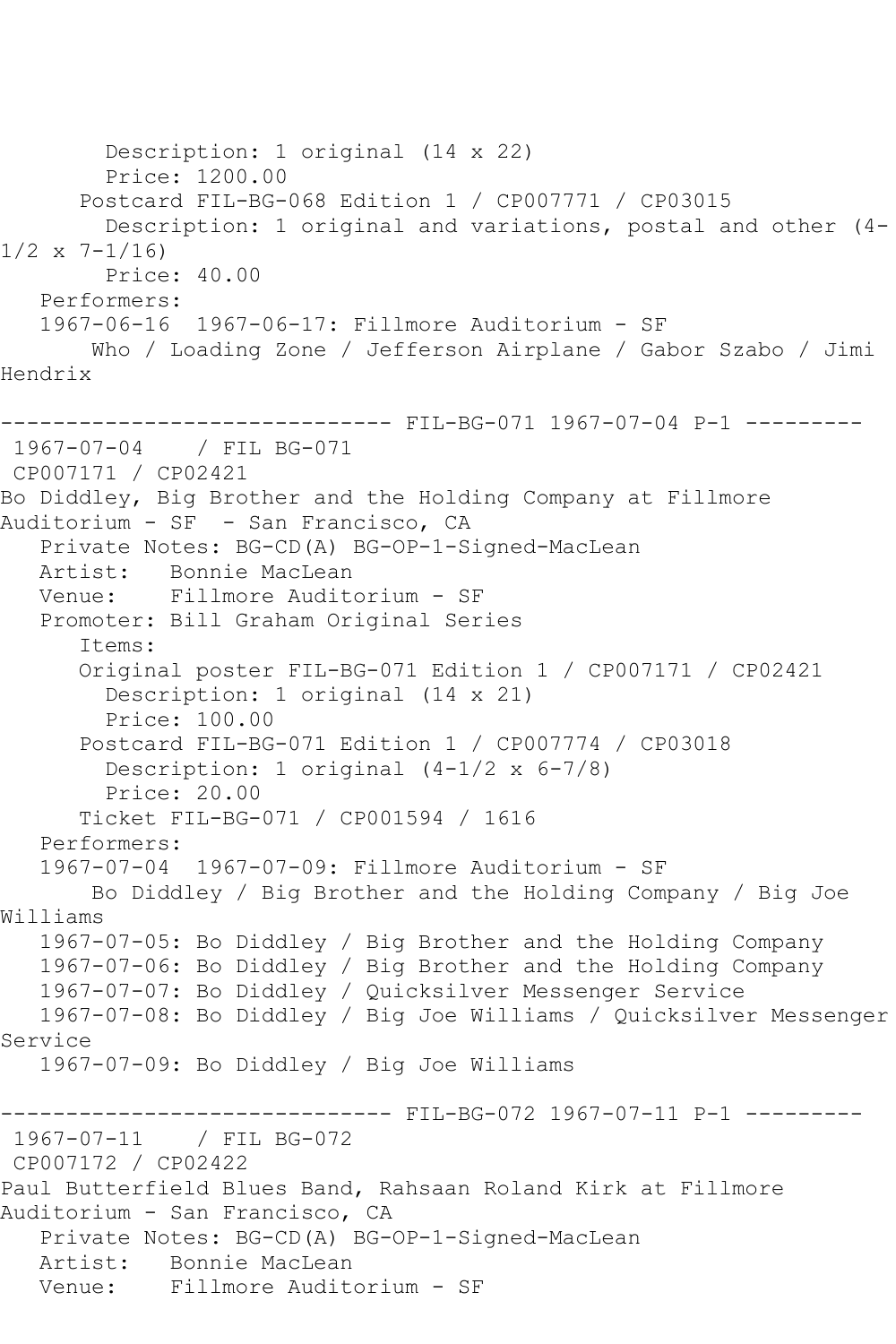Description: 1 original (14 x 22)
Price: 1200.00
Postcard FIL-BG-068 Edition 1 / CP007771 / CP03015
Description: 1 original and variations, postal and other (4-1/2 x 7-1/16)
Price: 40.00
Performers:
1967-06-16 1967-06-17: Fillmore Auditorium - SF
Who / Loading Zone / Jefferson Airplane / Gabor Szabo / Jimi Hendrix

------------------------------ FIL-BG-071 1967-07-04 P-1 ---------

1967-07-04 / FIL BG-071
CP007171 / CP02421
Bo Diddley, Big Brother and the Holding Company at Fillmore Auditorium - SF - San Francisco, CA
Private Notes: BG-CD(A) BG-OP-1-Signed-MacLean
Artist: Bonnie MacLean
Venue: Fillmore Auditorium - SF
Promoter: Bill Graham Original Series
Items:
Original poster FIL-BG-071 Edition 1 / CP007171 / CP02421
Description: 1 original (14 x 21)
Price: 100.00
Postcard FIL-BG-071 Edition 1 / CP007774 / CP03018
Description: 1 original (4-1/2 x 6-7/8)
Price: 20.00
Ticket FIL-BG-071 / CP001594 / 1616
Performers:
1967-07-04 1967-07-09: Fillmore Auditorium - SF
Bo Diddley / Big Brother and the Holding Company / Big Joe Williams
1967-07-05: Bo Diddley / Big Brother and the Holding Company
1967-07-06: Bo Diddley / Big Brother and the Holding Company
1967-07-07: Bo Diddley / Quicksilver Messenger Service
1967-07-08: Bo Diddley / Big Joe Williams / Quicksilver Messenger Service
1967-07-09: Bo Diddley / Big Joe Williams

------------------------------ FIL-BG-072 1967-07-11 P-1 ---------

1967-07-11 / FIL BG-072
CP007172 / CP02422
Paul Butterfield Blues Band, Rahsaan Roland Kirk at Fillmore Auditorium - San Francisco, CA
Private Notes: BG-CD(A) BG-OP-1-Signed-MacLean
Artist: Bonnie MacLean
Venue: Fillmore Auditorium - SF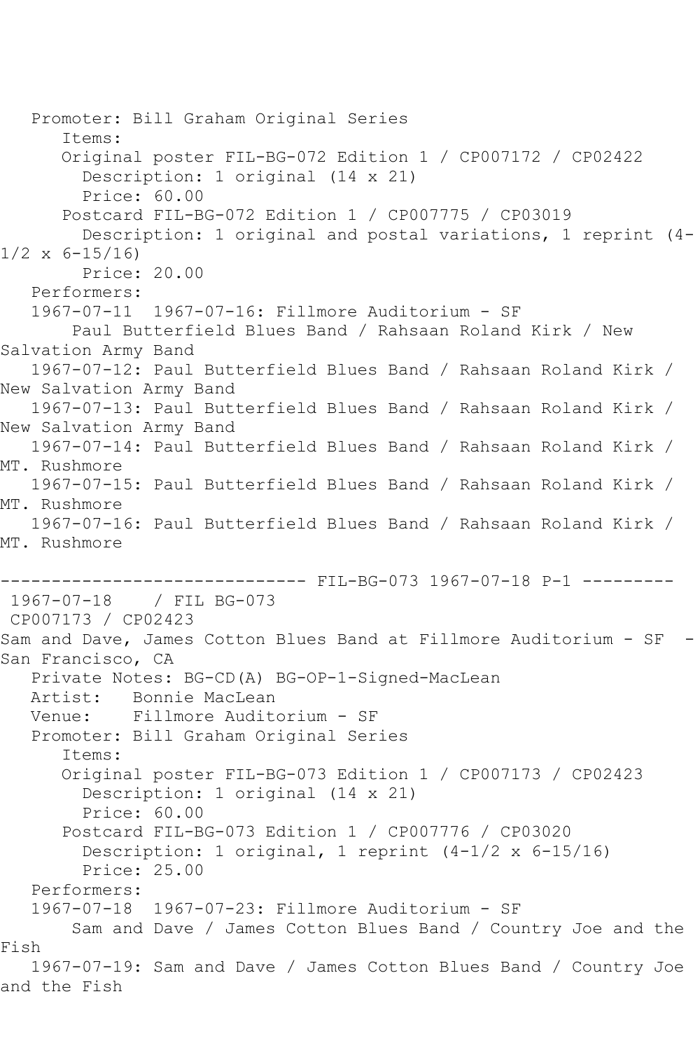Promoter: Bill Graham Original Series
Items:
Original poster FIL-BG-072 Edition 1 / CP007172 / CP02422
Description: 1 original (14 x 21)
Price: 60.00
Postcard FIL-BG-072 Edition 1 / CP007775 / CP03019
Description: 1 original and postal variations, 1 reprint (4-1/2 x 6-15/16)
Price: 20.00
Performers:
1967-07-11 1967-07-16: Fillmore Auditorium - SF
Paul Butterfield Blues Band / Rahsaan Roland Kirk / New Salvation Army Band
1967-07-12: Paul Butterfield Blues Band / Rahsaan Roland Kirk / New Salvation Army Band
1967-07-13: Paul Butterfield Blues Band / Rahsaan Roland Kirk / New Salvation Army Band
1967-07-14: Paul Butterfield Blues Band / Rahsaan Roland Kirk / MT. Rushmore
1967-07-15: Paul Butterfield Blues Band / Rahsaan Roland Kirk / MT. Rushmore
1967-07-16: Paul Butterfield Blues Band / Rahsaan Roland Kirk / MT. Rushmore

------------------------------ FIL-BG-073 1967-07-18 P-1 ---------
1967-07-18 / FIL BG-073
CP007173 / CP02423
Sam and Dave, James Cotton Blues Band at Fillmore Auditorium - SF - San Francisco, CA
Private Notes: BG-CD(A) BG-OP-1-Signed-MacLean
Artist: Bonnie MacLean
Venue: Fillmore Auditorium - SF
Promoter: Bill Graham Original Series
Items:
Original poster FIL-BG-073 Edition 1 / CP007173 / CP02423
Description: 1 original (14 x 21)
Price: 60.00
Postcard FIL-BG-073 Edition 1 / CP007776 / CP03020
Description: 1 original, 1 reprint (4-1/2 x 6-15/16)
Price: 25.00
Performers:
1967-07-18 1967-07-23: Fillmore Auditorium - SF
Sam and Dave / James Cotton Blues Band / Country Joe and the Fish
1967-07-19: Sam and Dave / James Cotton Blues Band / Country Joe and the Fish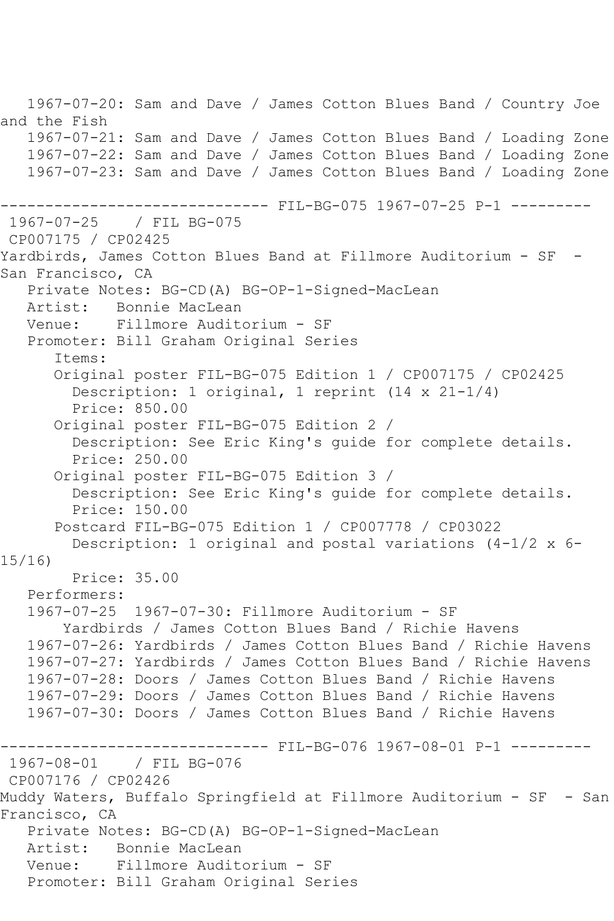1967-07-20: Sam and Dave / James Cotton Blues Band / Country Joe and the Fish
1967-07-21: Sam and Dave / James Cotton Blues Band / Loading Zone
1967-07-22: Sam and Dave / James Cotton Blues Band / Loading Zone
1967-07-23: Sam and Dave / James Cotton Blues Band / Loading Zone

------------------------------ FIL-BG-075 1967-07-25 P-1 ---------

1967-07-25 / FIL BG-075
CP007175 / CP02425
Yardbirds, James Cotton Blues Band at Fillmore Auditorium - SF - San Francisco, CA

Private Notes: BG-CD(A) BG-OP-1-Signed-MacLean
Artist: Bonnie MacLean
Venue: Fillmore Auditorium - SF
Promoter: Bill Graham Original Series

Items:

Original poster FIL-BG-075 Edition 1 / CP007175 / CP02425
Description: 1 original, 1 reprint (14 x 21-1/4)
Price: 850.00

Original poster FIL-BG-075 Edition 2 /
Description: See Eric King's guide for complete details.
Price: 250.00

Original poster FIL-BG-075 Edition 3 /
Description: See Eric King's guide for complete details.
Price: 150.00

Postcard FIL-BG-075 Edition 1 / CP007778 / CP03022
Description: 1 original and postal variations (4-1/2 x 6-15/16)
Price: 35.00

Performers:

1967-07-25 1967-07-30: Fillmore Auditorium - SF
Yardbirds / James Cotton Blues Band / Richie Havens
1967-07-26: Yardbirds / James Cotton Blues Band / Richie Havens
1967-07-27: Yardbirds / James Cotton Blues Band / Richie Havens
1967-07-28: Doors / James Cotton Blues Band / Richie Havens
1967-07-29: Doors / James Cotton Blues Band / Richie Havens
1967-07-30: Doors / James Cotton Blues Band / Richie Havens

------------------------------ FIL-BG-076 1967-08-01 P-1 ---------

1967-08-01 / FIL BG-076
CP007176 / CP02426
Muddy Waters, Buffalo Springfield at Fillmore Auditorium - SF - San Francisco, CA

Private Notes: BG-CD(A) BG-OP-1-Signed-MacLean
Artist: Bonnie MacLean
Venue: Fillmore Auditorium - SF
Promoter: Bill Graham Original Series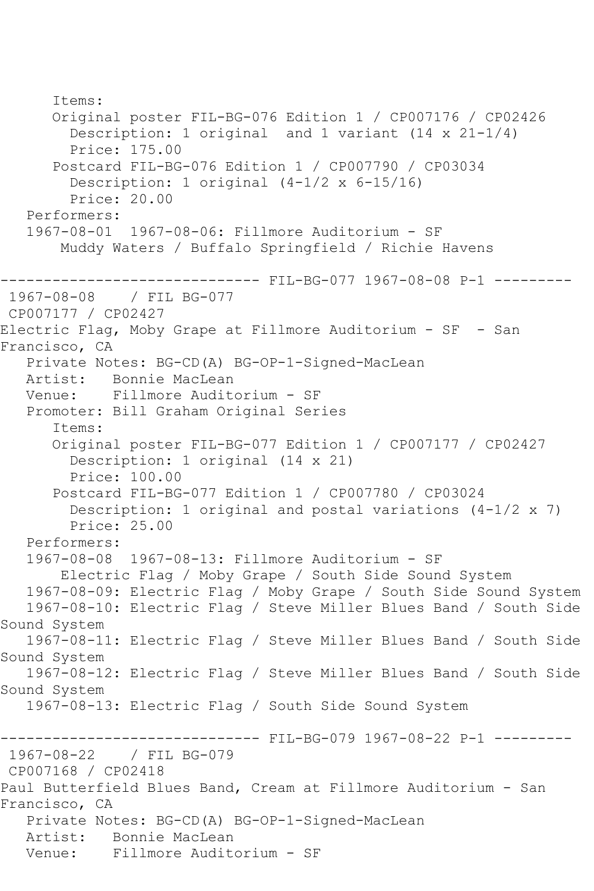Items:
Original poster FIL-BG-076 Edition 1 / CP007176 / CP02426
Description: 1 original  and 1 variant (14 x 21-1/4)
Price: 175.00
Postcard FIL-BG-076 Edition 1 / CP007790 / CP03034
Description: 1 original (4-1/2 x 6-15/16)
Price: 20.00
Performers:
1967-08-01  1967-08-06: Fillmore Auditorium - SF
Muddy Waters / Buffalo Springfield / Richie Havens

------------------------------ FIL-BG-077 1967-08-08 P-1 ---------

1967-08-08    / FIL BG-077
CP007177 / CP02427
Electric Flag, Moby Grape at Fillmore Auditorium - SF  - San Francisco, CA
Private Notes: BG-CD(A) BG-OP-1-Signed-MacLean
Artist:   Bonnie MacLean
Venue:    Fillmore Auditorium - SF
Promoter: Bill Graham Original Series
Items:
Original poster FIL-BG-077 Edition 1 / CP007177 / CP02427
Description: 1 original (14 x 21)
Price: 100.00
Postcard FIL-BG-077 Edition 1 / CP007780 / CP03024
Description: 1 original and postal variations (4-1/2 x 7)
Price: 25.00
Performers:
1967-08-08  1967-08-13: Fillmore Auditorium - SF
Electric Flag / Moby Grape / South Side Sound System
1967-08-09: Electric Flag / Moby Grape / South Side Sound System
1967-08-10: Electric Flag / Steve Miller Blues Band / South Side Sound System
1967-08-11: Electric Flag / Steve Miller Blues Band / South Side Sound System
1967-08-12: Electric Flag / Steve Miller Blues Band / South Side Sound System
1967-08-13: Electric Flag / South Side Sound System

------------------------------ FIL-BG-079 1967-08-22 P-1 ---------

1967-08-22    / FIL BG-079
CP007168 / CP02418
Paul Butterfield Blues Band, Cream at Fillmore Auditorium - San Francisco, CA
Private Notes: BG-CD(A) BG-OP-1-Signed-MacLean
Artist:   Bonnie MacLean
Venue:    Fillmore Auditorium - SF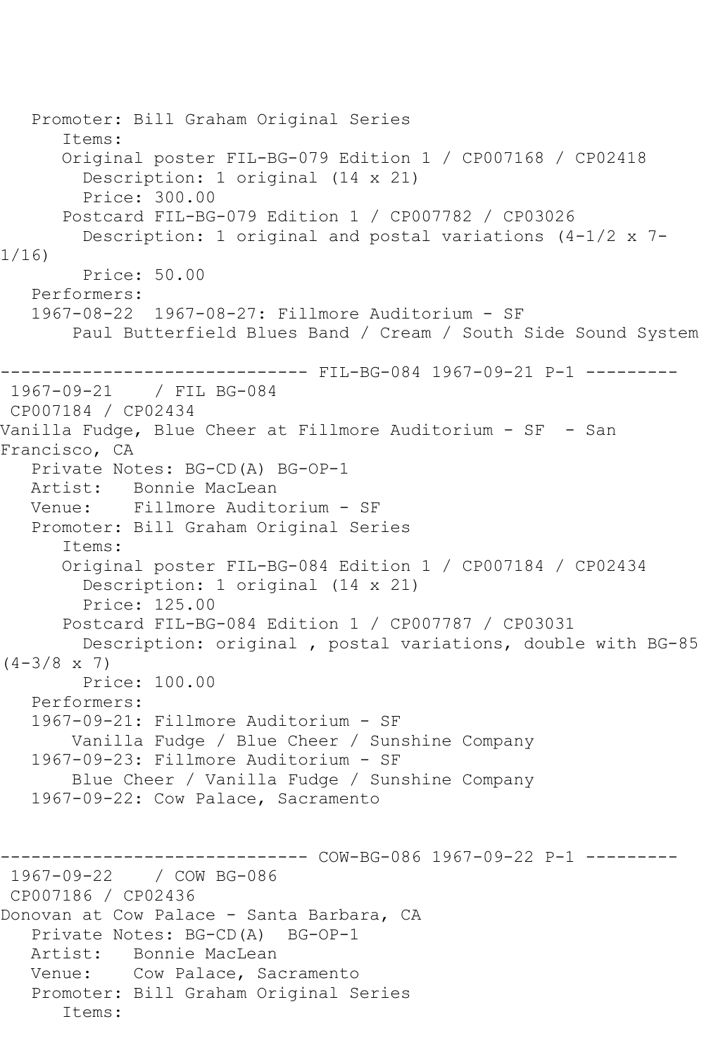Promoter: Bill Graham Original Series
  Items:
  Original poster FIL-BG-079 Edition 1 / CP007168 / CP02418
    Description: 1 original (14 x 21)
    Price: 300.00
  Postcard FIL-BG-079 Edition 1 / CP007782 / CP03026
    Description: 1 original and postal variations (4-1/2 x 7-1/16)
    Price: 50.00
Performers:
1967-08-22 1967-08-27: Fillmore Auditorium - SF
  Paul Butterfield Blues Band / Cream / South Side Sound System

------------------------------ FIL-BG-084 1967-09-21 P-1 ---------

1967-09-21 / FIL BG-084
CP007184 / CP02434
Vanilla Fudge, Blue Cheer at Fillmore Auditorium - SF - San Francisco, CA
  Private Notes: BG-CD(A) BG-OP-1
  Artist: Bonnie MacLean
  Venue: Fillmore Auditorium - SF
  Promoter: Bill Graham Original Series
  Items:
  Original poster FIL-BG-084 Edition 1 / CP007184 / CP02434
    Description: 1 original (14 x 21)
    Price: 125.00
  Postcard FIL-BG-084 Edition 1 / CP007787 / CP03031
    Description: original , postal variations, double with BG-85 (4-3/8 x 7)
    Price: 100.00
Performers:
1967-09-21: Fillmore Auditorium - SF
  Vanilla Fudge / Blue Cheer / Sunshine Company
1967-09-23: Fillmore Auditorium - SF
  Blue Cheer / Vanilla Fudge / Sunshine Company
1967-09-22: Cow Palace, Sacramento

------------------------------ COW-BG-086 1967-09-22 P-1 ---------

1967-09-22 / COW BG-086
CP007186 / CP02436
Donovan at Cow Palace - Santa Barbara, CA
  Private Notes: BG-CD(A) BG-OP-1
  Artist: Bonnie MacLean
  Venue: Cow Palace, Sacramento
  Promoter: Bill Graham Original Series
  Items: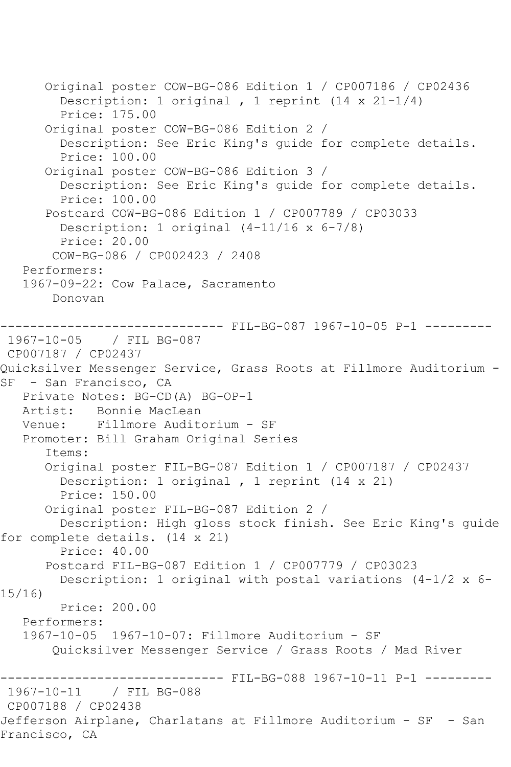Original poster COW-BG-086 Edition 1 / CP007186 / CP02436
Description: 1 original , 1 reprint (14 x 21-1/4)
Price: 175.00
Original poster COW-BG-086 Edition 2 /
Description: See Eric King's guide for complete details.
Price: 100.00
Original poster COW-BG-086 Edition 3 /
Description: See Eric King's guide for complete details.
Price: 100.00
Postcard COW-BG-086 Edition 1 / CP007789 / CP03033
Description: 1 original (4-11/16 x 6-7/8)
Price: 20.00
COW-BG-086 / CP002423 / 2408
Performers:
1967-09-22: Cow Palace, Sacramento
Donovan

------------------------------ FIL-BG-087 1967-10-05 P-1 ---------
1967-10-05 / FIL BG-087
CP007187 / CP02437
Quicksilver Messenger Service, Grass Roots at Fillmore Auditorium - SF - San Francisco, CA
Private Notes: BG-CD(A) BG-OP-1
Artist: Bonnie MacLean
Venue: Fillmore Auditorium - SF
Promoter: Bill Graham Original Series
Items:
Original poster FIL-BG-087 Edition 1 / CP007187 / CP02437
Description: 1 original , 1 reprint (14 x 21)
Price: 150.00
Original poster FIL-BG-087 Edition 2 /
Description: High gloss stock finish. See Eric King's guide for complete details. (14 x 21)
Price: 40.00
Postcard FIL-BG-087 Edition 1 / CP007779 / CP03023
Description: 1 original with postal variations (4-1/2 x 6-15/16)
Price: 200.00
Performers:
1967-10-05 1967-10-07: Fillmore Auditorium - SF
Quicksilver Messenger Service / Grass Roots / Mad River

------------------------------ FIL-BG-088 1967-10-11 P-1 ---------
1967-10-11 / FIL BG-088
CP007188 / CP02438
Jefferson Airplane, Charlatans at Fillmore Auditorium - SF - San Francisco, CA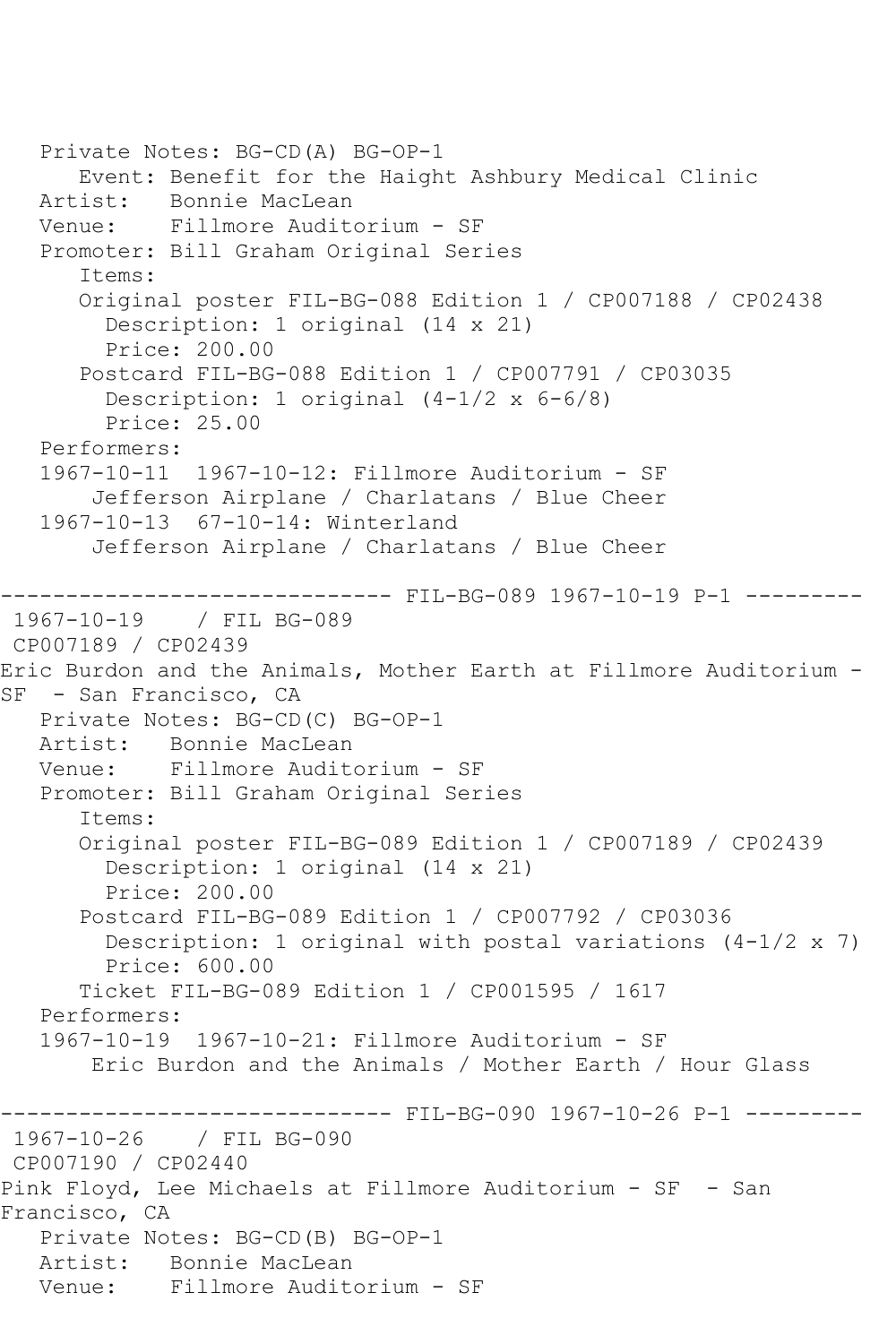Private Notes: BG-CD(A) BG-OP-1
Event: Benefit for the Haight Ashbury Medical Clinic
Artist: Bonnie MacLean
Venue: Fillmore Auditorium - SF
Promoter: Bill Graham Original Series
Items:
Original poster FIL-BG-088 Edition 1 / CP007188 / CP02438
Description: 1 original (14 x 21)
Price: 200.00
Postcard FIL-BG-088 Edition 1 / CP007791 / CP03035
Description: 1 original (4-1/2 x 6-6/8)
Price: 25.00
Performers:
1967-10-11 1967-10-12: Fillmore Auditorium - SF
Jefferson Airplane / Charlatans / Blue Cheer
1967-10-13 67-10-14: Winterland
Jefferson Airplane / Charlatans / Blue Cheer

------------------------------ FIL-BG-089 1967-10-19 P-1 ---------

1967-10-19 / FIL BG-089
CP007189 / CP02439
Eric Burdon and the Animals, Mother Earth at Fillmore Auditorium - SF - San Francisco, CA
Private Notes: BG-CD(C) BG-OP-1
Artist: Bonnie MacLean
Venue: Fillmore Auditorium - SF
Promoter: Bill Graham Original Series
Items:
Original poster FIL-BG-089 Edition 1 / CP007189 / CP02439
Description: 1 original (14 x 21)
Price: 200.00
Postcard FIL-BG-089 Edition 1 / CP007792 / CP03036
Description: 1 original with postal variations (4-1/2 x 7)
Price: 600.00
Ticket FIL-BG-089 Edition 1 / CP001595 / 1617
Performers:
1967-10-19 1967-10-21: Fillmore Auditorium - SF
Eric Burdon and the Animals / Mother Earth / Hour Glass

------------------------------ FIL-BG-090 1967-10-26 P-1 ---------

1967-10-26 / FIL BG-090
CP007190 / CP02440
Pink Floyd, Lee Michaels at Fillmore Auditorium - SF - San Francisco, CA
Private Notes: BG-CD(B) BG-OP-1
Artist: Bonnie MacLean
Venue: Fillmore Auditorium - SF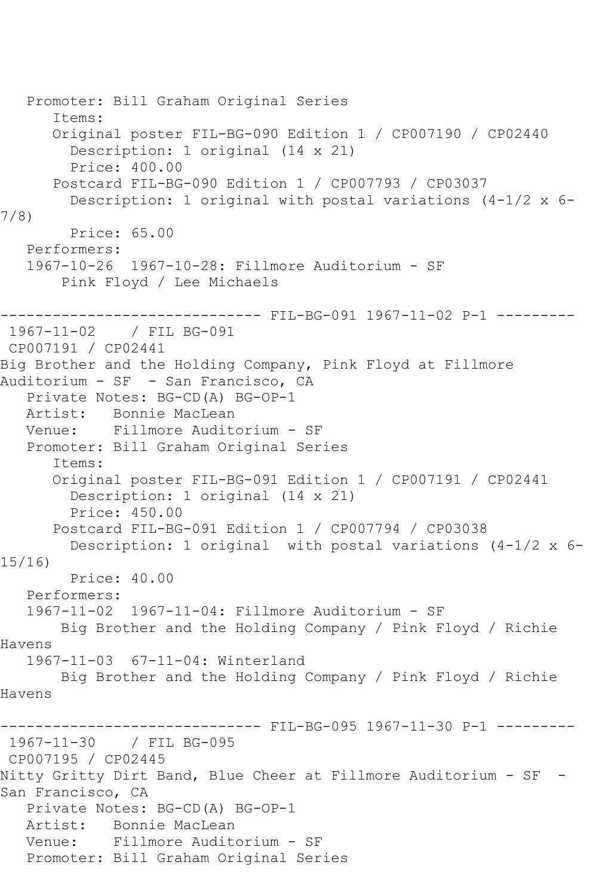Promoter: Bill Graham Original Series
Items:
Original poster FIL-BG-090 Edition 1 / CP007190 / CP02440
Description: 1 original (14 x 21)
Price: 400.00
Postcard FIL-BG-090 Edition 1 / CP007793 / CP03037
Description: 1 original with postal variations (4-1/2 x 6-7/8)
Price: 65.00
Performers:
1967-10-26  1967-10-28: Fillmore Auditorium - SF
Pink Floyd / Lee Michaels

------------------------------ FIL-BG-091 1967-11-02 P-1 ---------

1967-11-02    / FIL BG-091
CP007191 / CP02441
Big Brother and the Holding Company, Pink Floyd at Fillmore Auditorium - SF  - San Francisco, CA
Private Notes: BG-CD(A) BG-OP-1
Artist:   Bonnie MacLean
Venue:    Fillmore Auditorium - SF
Promoter: Bill Graham Original Series
Items:
Original poster FIL-BG-091 Edition 1 / CP007191 / CP02441
Description: 1 original (14 x 21)
Price: 450.00
Postcard FIL-BG-091 Edition 1 / CP007794 / CP03038
Description: 1 original  with postal variations (4-1/2 x 6-15/16)
Price: 40.00
Performers:
1967-11-02  1967-11-04: Fillmore Auditorium - SF
Big Brother and the Holding Company / Pink Floyd / Richie Havens
1967-11-03  67-11-04: Winterland
Big Brother and the Holding Company / Pink Floyd / Richie Havens

------------------------------ FIL-BG-095 1967-11-30 P-1 ---------

1967-11-30    / FIL BG-095
CP007195 / CP02445
Nitty Gritty Dirt Band, Blue Cheer at Fillmore Auditorium - SF  - San Francisco, CA
Private Notes: BG-CD(A) BG-OP-1
Artist:   Bonnie MacLean
Venue:    Fillmore Auditorium - SF
Promoter: Bill Graham Original Series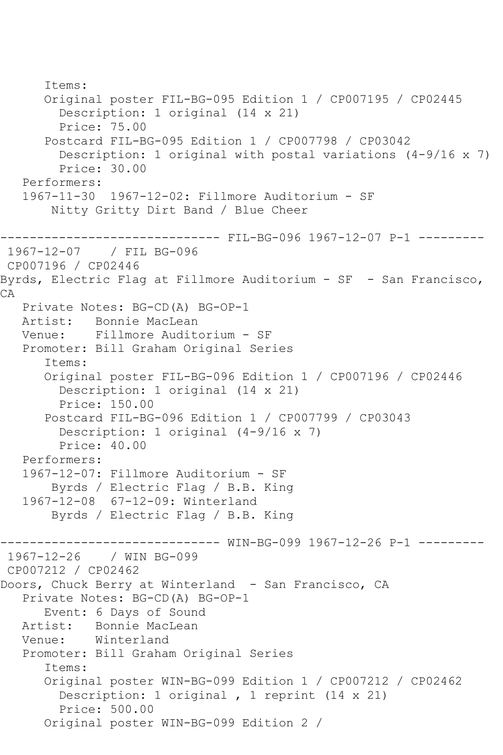```
      Items:
      Original poster FIL-BG-095 Edition 1 / CP007195 / CP02445
        Description: 1 original (14 x 21)
        Price: 75.00
      Postcard FIL-BG-095 Edition 1 / CP007798 / CP03042
        Description: 1 original with postal variations (4-9/16 x 7)
        Price: 30.00
   Performers:
   1967-11-30  1967-12-02: Fillmore Auditorium - SF
       Nitty Gritty Dirt Band / Blue Cheer

------------------------------ FIL-BG-096 1967-12-07 P-1 ---------
 1967-12-07    / FIL BG-096
 CP007196 / CP02446
Byrds, Electric Flag at Fillmore Auditorium - SF  - San Francisco,
CA
   Private Notes: BG-CD(A) BG-OP-1
   Artist:   Bonnie MacLean
   Venue:    Fillmore Auditorium - SF
   Promoter: Bill Graham Original Series
      Items:
      Original poster FIL-BG-096 Edition 1 / CP007196 / CP02446
        Description: 1 original (14 x 21)
        Price: 150.00
      Postcard FIL-BG-096 Edition 1 / CP007799 / CP03043
        Description: 1 original (4-9/16 x 7)
        Price: 40.00
   Performers:
   1967-12-07: Fillmore Auditorium - SF
       Byrds / Electric Flag / B.B. King
   1967-12-08  67-12-09: Winterland
       Byrds / Electric Flag / B.B. King

------------------------------ WIN-BG-099 1967-12-26 P-1 ---------
 1967-12-26    / WIN BG-099
 CP007212 / CP02462
Doors, Chuck Berry at Winterland  - San Francisco, CA
   Private Notes: BG-CD(A) BG-OP-1
      Event: 6 Days of Sound
   Artist:   Bonnie MacLean
   Venue:    Winterland
   Promoter: Bill Graham Original Series
      Items:
      Original poster WIN-BG-099 Edition 1 / CP007212 / CP02462
        Description: 1 original , 1 reprint (14 x 21)
        Price: 500.00
      Original poster WIN-BG-099 Edition 2 /
```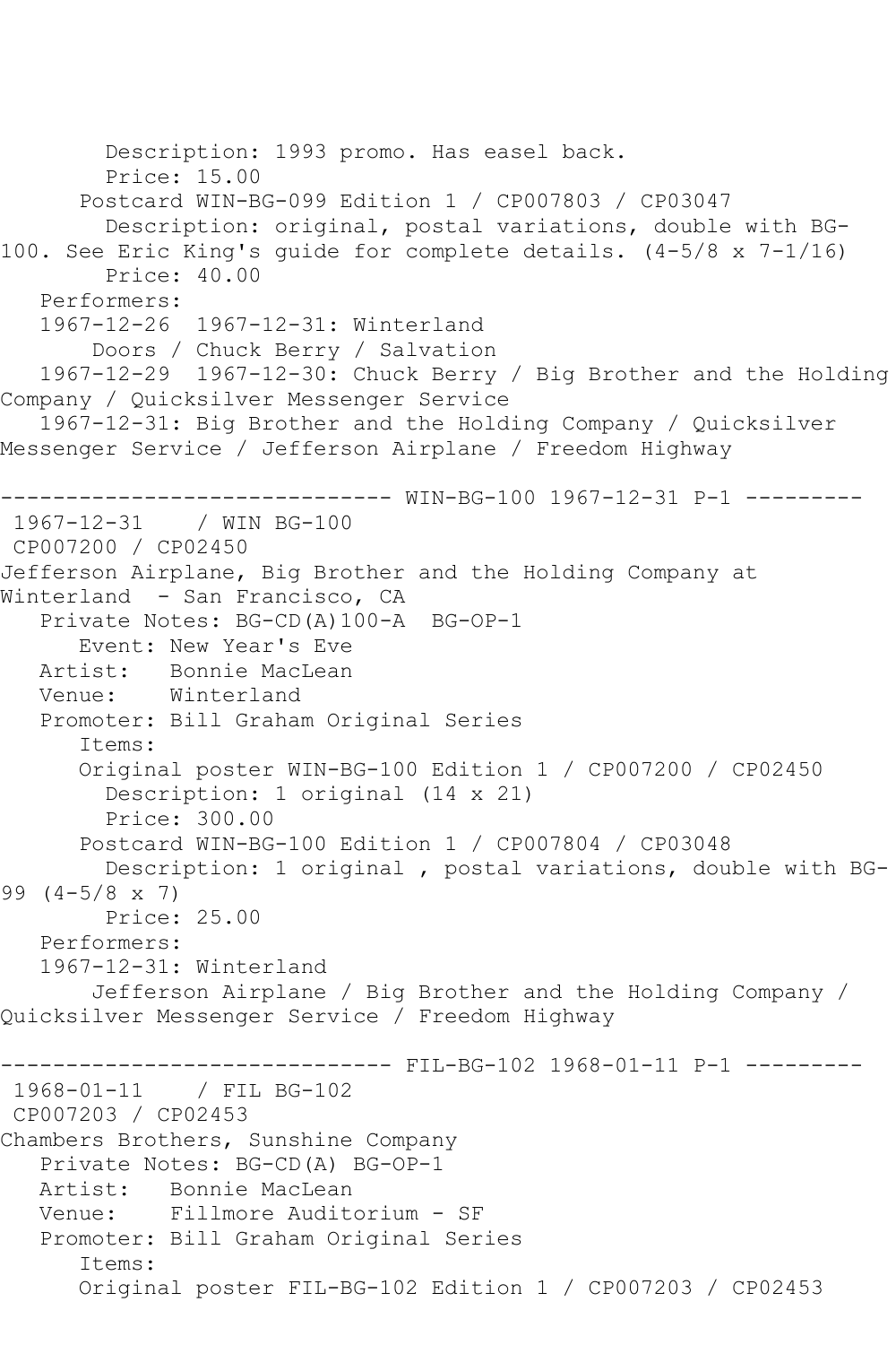Description: 1993 promo. Has easel back.
Price: 15.00
Postcard WIN-BG-099 Edition 1 / CP007803 / CP03047
Description: original, postal variations, double with BG-100. See Eric King's guide for complete details. (4-5/8 x 7-1/16)
Price: 40.00
Performers:
1967-12-26 1967-12-31: Winterland
Doors / Chuck Berry / Salvation
1967-12-29 1967-12-30: Chuck Berry / Big Brother and the Holding Company / Quicksilver Messenger Service
1967-12-31: Big Brother and the Holding Company / Quicksilver Messenger Service / Jefferson Airplane / Freedom Highway

------------------------------ WIN-BG-100 1967-12-31 P-1 ---------
1967-12-31 / WIN BG-100
CP007200 / CP02450
Jefferson Airplane, Big Brother and the Holding Company at Winterland - San Francisco, CA
Private Notes: BG-CD(A)100-A BG-OP-1
Event: New Year's Eve
Artist: Bonnie MacLean
Venue: Winterland
Promoter: Bill Graham Original Series
Items:
Original poster WIN-BG-100 Edition 1 / CP007200 / CP02450
Description: 1 original (14 x 21)
Price: 300.00
Postcard WIN-BG-100 Edition 1 / CP007804 / CP03048
Description: 1 original , postal variations, double with BG-99 (4-5/8 x 7)
Price: 25.00
Performers:
1967-12-31: Winterland
Jefferson Airplane / Big Brother and the Holding Company / Quicksilver Messenger Service / Freedom Highway

------------------------------ FIL-BG-102 1968-01-11 P-1 ---------
1968-01-11 / FIL BG-102
CP007203 / CP02453
Chambers Brothers, Sunshine Company
Private Notes: BG-CD(A) BG-OP-1
Artist: Bonnie MacLean
Venue: Fillmore Auditorium - SF
Promoter: Bill Graham Original Series
Items:
Original poster FIL-BG-102 Edition 1 / CP007203 / CP02453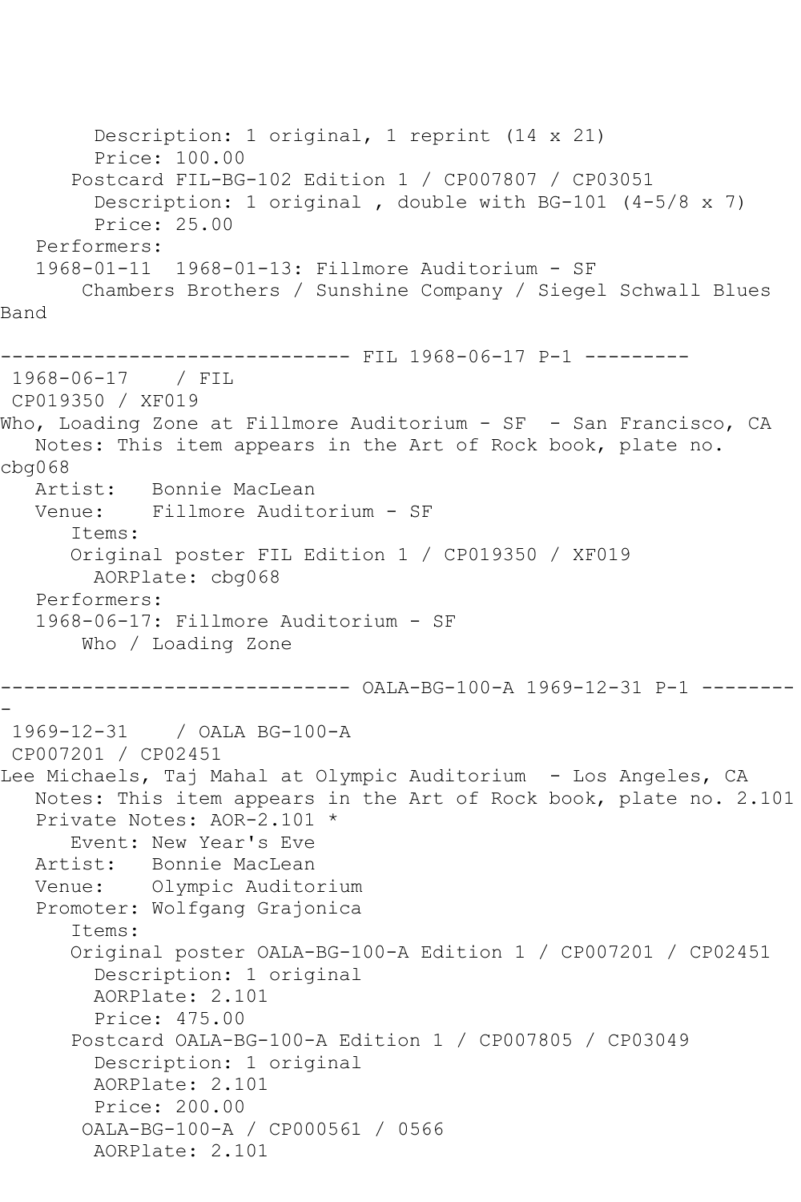```
        Description: 1 original, 1 reprint (14 x 21)
        Price: 100.00
      Postcard FIL-BG-102 Edition 1 / CP007807 / CP03051
        Description: 1 original , double with BG-101 (4-5/8 x 7)
        Price: 25.00
   Performers:
   1968-01-11  1968-01-13: Fillmore Auditorium - SF
       Chambers Brothers / Sunshine Company / Siegel Schwall Blues
Band

------------------------------ FIL 1968-06-17 P-1 ---------
 1968-06-17    / FIL
 CP019350 / XF019
Who, Loading Zone at Fillmore Auditorium - SF  - San Francisco, CA
   Notes: This item appears in the Art of Rock book, plate no.
cbg068
   Artist:   Bonnie MacLean
   Venue:    Fillmore Auditorium - SF
      Items:
      Original poster FIL Edition 1 / CP019350 / XF019
        AORPlate: cbg068
   Performers:
   1968-06-17: Fillmore Auditorium - SF
       Who / Loading Zone

------------------------------ OALA-BG-100-A 1969-12-31 P-1 --------
-
 1969-12-31    / OALA BG-100-A
 CP007201 / CP02451
Lee Michaels, Taj Mahal at Olympic Auditorium  - Los Angeles, CA
   Notes: This item appears in the Art of Rock book, plate no. 2.101
   Private Notes: AOR-2.101 *
      Event: New Year's Eve
   Artist:   Bonnie MacLean
   Venue:    Olympic Auditorium
   Promoter: Wolfgang Grajonica
      Items:
      Original poster OALA-BG-100-A Edition 1 / CP007201 / CP02451
        Description: 1 original
        AORPlate: 2.101
        Price: 475.00
      Postcard OALA-BG-100-A Edition 1 / CP007805 / CP03049
        Description: 1 original
        AORPlate: 2.101
        Price: 200.00
       OALA-BG-100-A / CP000561 / 0566
        AORPlate: 2.101
```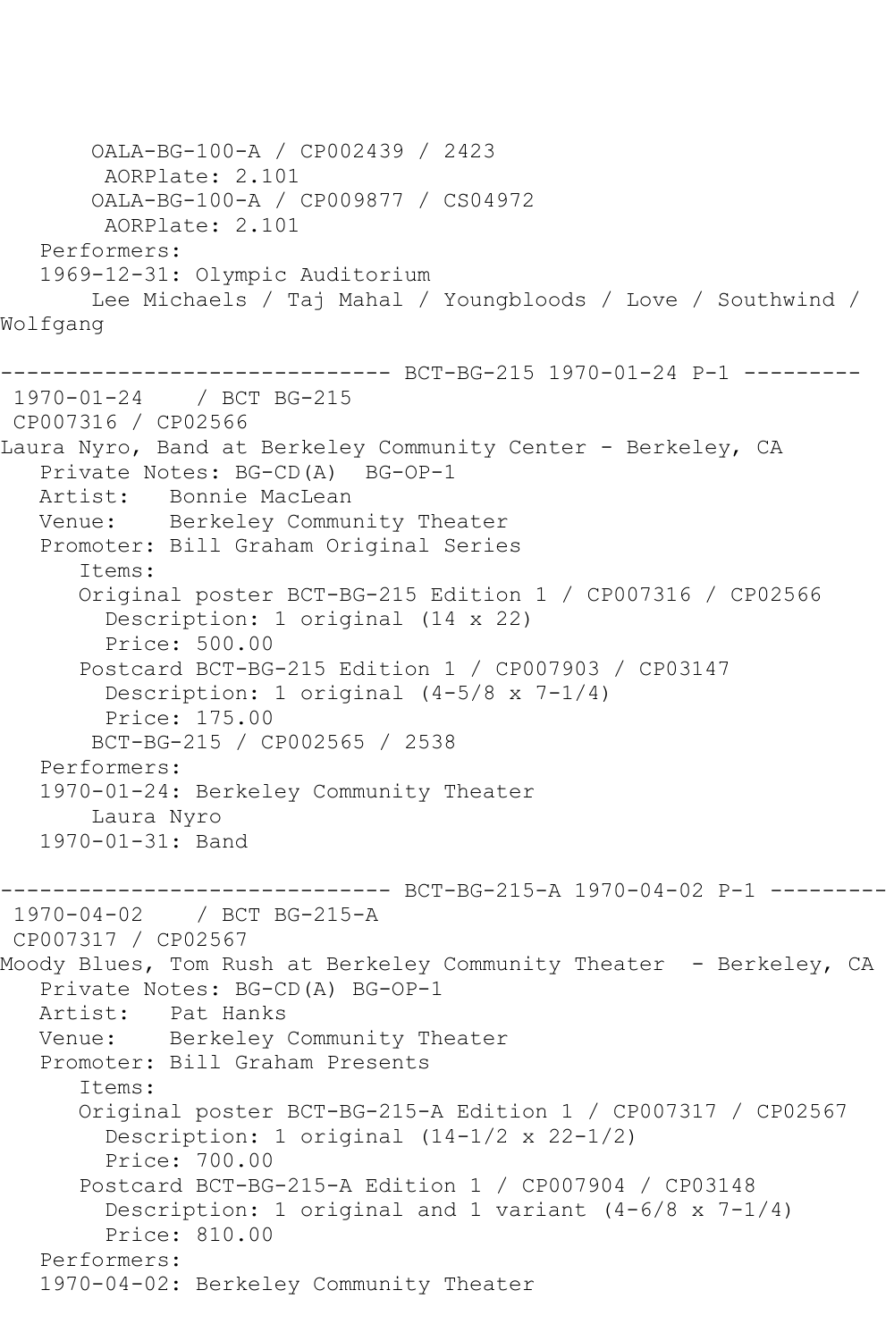```
       OALA-BG-100-A / CP002439 / 2423
         AORPlate: 2.101 
       OALA-BG-100-A / CP009877 / CS04972
         AORPlate: 2.101 
   Performers:
   1969-12-31: Olympic Auditorium
       Lee Michaels / Taj Mahal / Youngbloods / Love / Southwind /
Wolfgang

------------------------------ BCT-BG-215 1970-01-24 P-1 ---------
 1970-01-24    / BCT BG-215
 CP007316 / CP02566
Laura Nyro, Band at Berkeley Community Center - Berkeley, CA
   Private Notes: BG-CD(A)  BG-OP-1
   Artist:   Bonnie MacLean
   Venue:    Berkeley Community Theater
   Promoter: Bill Graham Original Series
      Items:
      Original poster BCT-BG-215 Edition 1 / CP007316 / CP02566
        Description: 1 original (14 x 22)
        Price: 500.00
      Postcard BCT-BG-215 Edition 1 / CP007903 / CP03147
        Description: 1 original (4-5/8 x 7-1/4)
        Price: 175.00
       BCT-BG-215 / CP002565 / 2538
   Performers:
   1970-01-24: Berkeley Community Theater
       Laura Nyro
   1970-01-31: Band

------------------------------ BCT-BG-215-A 1970-04-02 P-1 ---------
 1970-04-02    / BCT BG-215-A
 CP007317 / CP02567
Moody Blues, Tom Rush at Berkeley Community Theater  - Berkeley, CA
   Private Notes: BG-CD(A) BG-OP-1
   Artist:   Pat Hanks
   Venue:    Berkeley Community Theater
   Promoter: Bill Graham Presents
      Items:
      Original poster BCT-BG-215-A Edition 1 / CP007317 / CP02567
        Description: 1 original (14-1/2 x 22-1/2)
        Price: 700.00
      Postcard BCT-BG-215-A Edition 1 / CP007904 / CP03148
        Description: 1 original and 1 variant (4-6/8 x 7-1/4)
        Price: 810.00
   Performers:
   1970-04-02: Berkeley Community Theater
```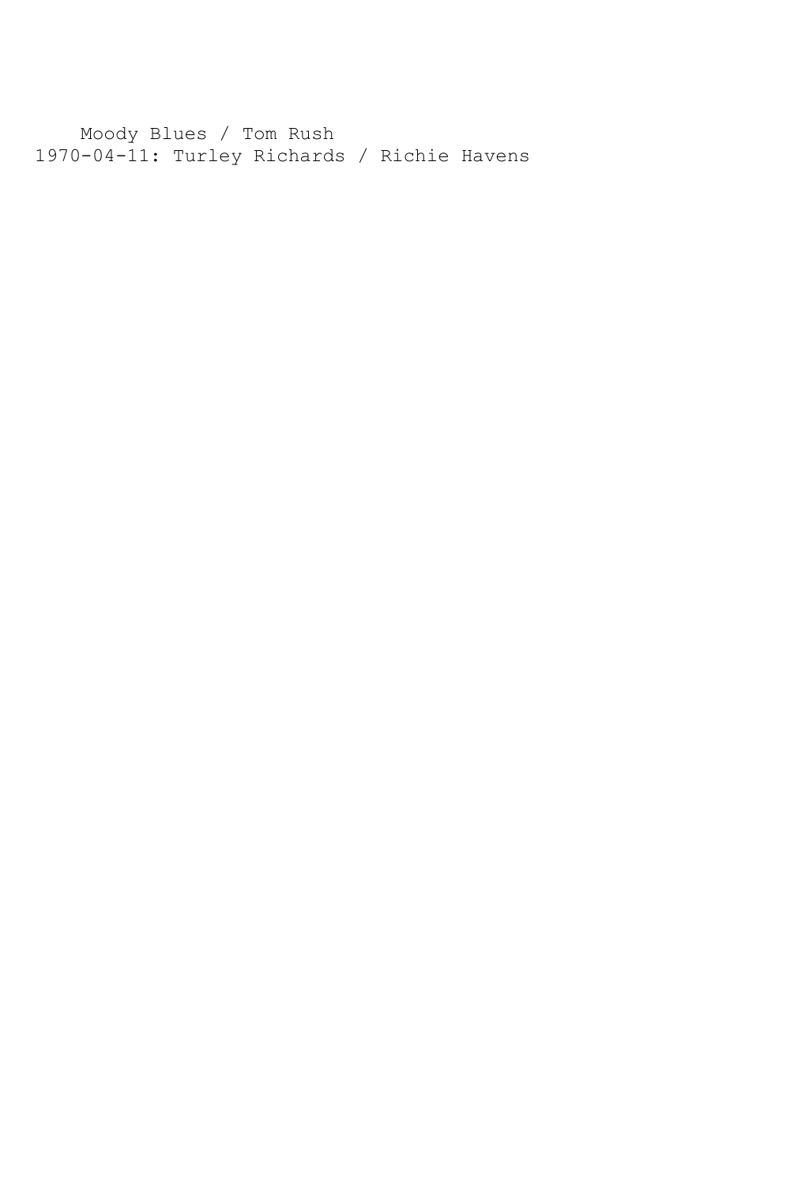Moody Blues / Tom Rush
1970-04-11: Turley Richards / Richie Havens